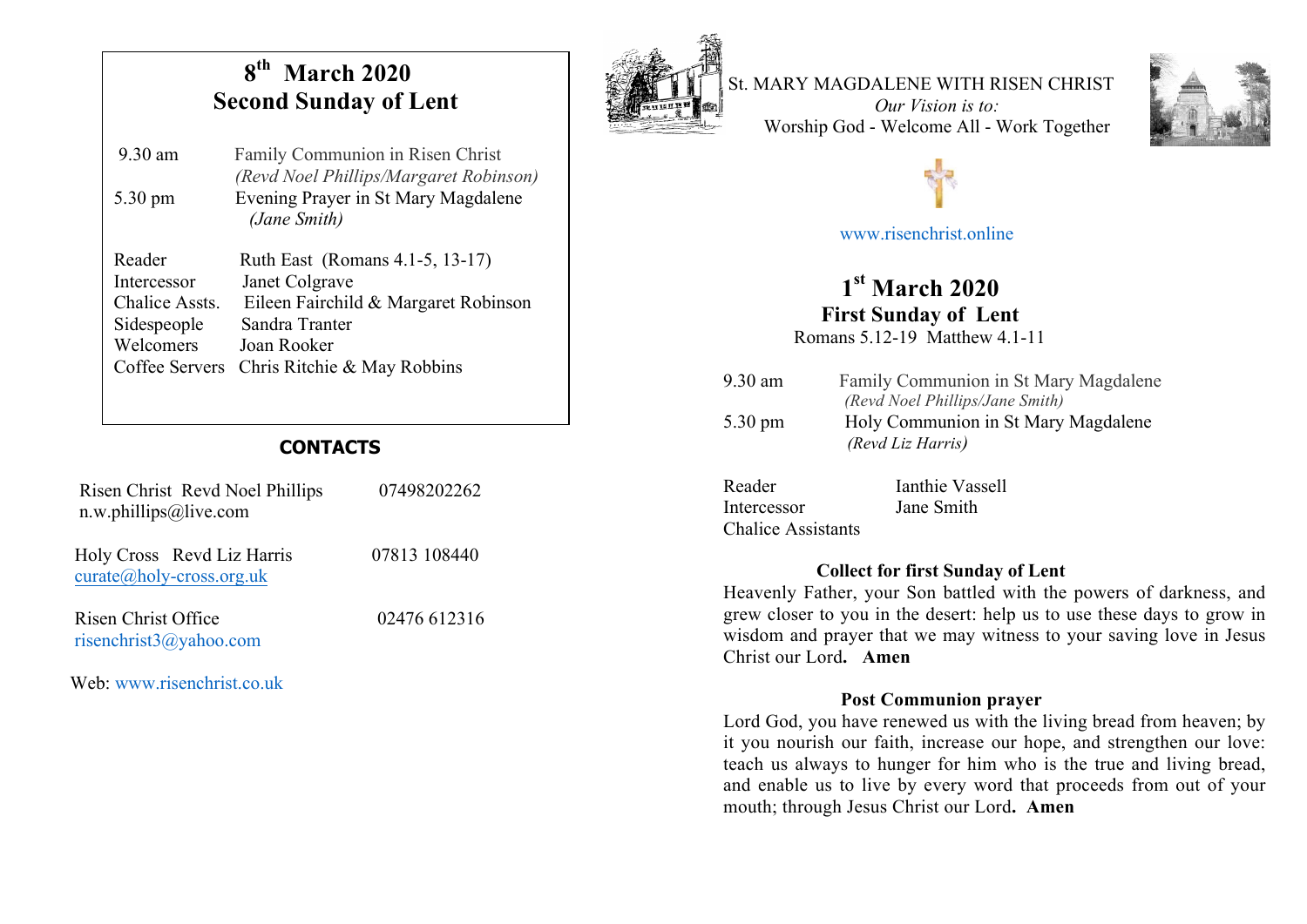## 8th March 2020
## Second Sunday of Lent

9.30 am — Family Communion in Risen Christ
*(Revd Noel Phillips/Margaret Robinson)*

5.30 pm — Evening Prayer in St Mary Magdalene
*(Jane Smith)*

| | |
|---|---|
| Reader | Ruth East (Romans 4.1-5, 13-17) |
| Intercessor | Janet Colgrave |
| Chalice Assts. | Eileen Fairchild & Margaret Robinson |
| Sidespeople | Sandra Tranter |
| Welcomers | Joan Rooker |
| Coffee Servers | Chris Ritchie & May Robbins |

### CONTACTS

Risen Christ Revd Noel Phillips — 07498202262
n.w.phillips@live.com

Holy Cross Revd Liz Harris — 07813 108440
curate@holy-cross.org.uk

Risen Christ Office — 02476 612316
risenchrist3@yahoo.com

Web: www.risenchrist.co.uk

St. MARY MAGDALENE WITH RISEN CHRIST
*Our Vision is to:*
Worship God - Welcome All - Work Together

www.risenchrist.online

## 1st March 2020
## First Sunday of Lent

Romans 5.12-19 Matthew 4.1-11

9.30 am — Family Communion in St Mary Magdalene
*(Revd Noel Phillips/Jane Smith)*

5.30 pm — Holy Communion in St Mary Magdalene
*(Revd Liz Harris)*

| | |
|---|---|
| Reader | Ianthie Vassell |
| Intercessor | Jane Smith |
| Chalice Assistants | |

### Collect for first Sunday of Lent

Heavenly Father, your Son battled with the powers of darkness, and grew closer to you in the desert: help us to use these days to grow in wisdom and prayer that we may witness to your saving love in Jesus Christ our Lord**. Amen**

### Post Communion prayer

Lord God, you have renewed us with the living bread from heaven; by it you nourish our faith, increase our hope, and strengthen our love: teach us always to hunger for him who is the true and living bread, and enable us to live by every word that proceeds from out of your mouth; through Jesus Christ our Lord**. Amen**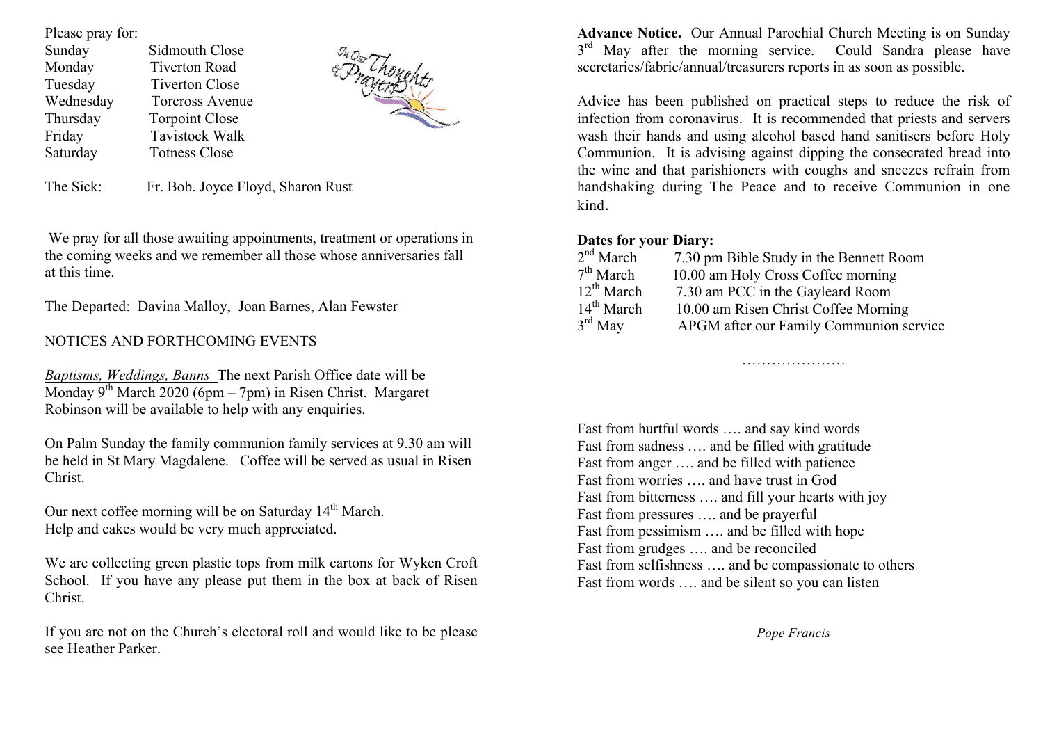Please pray for:

| | |
|---|---|
| Sunday | Sidmouth Close |
| Monday | Tiverton Road |
| Tuesday | Tiverton Close |
| Wednesday | Torcross Avenue |
| Thursday | Torpoint Close |
| Friday | Tavistock Walk |
| Saturday | Totness Close |

The Sick: Fr. Bob. Joyce Floyd, Sharon Rust

We pray for all those awaiting appointments, treatment or operations in the coming weeks and we remember all those whose anniversaries fall at this time.

The Departed: Davina Malloy, Joan Barnes, Alan Fewster

NOTICES AND FORTHCOMING EVENTS

*Baptisms, Weddings, Banns* The next Parish Office date will be Monday 9th March 2020 (6pm – 7pm) in Risen Christ. Margaret Robinson will be available to help with any enquiries.

On Palm Sunday the family communion family services at 9.30 am will be held in St Mary Magdalene. Coffee will be served as usual in Risen Christ.

Our next coffee morning will be on Saturday 14th March.
Help and cakes would be very much appreciated.

We are collecting green plastic tops from milk cartons for Wyken Croft School. If you have any please put them in the box at back of Risen Christ.

If you are not on the Church's electoral roll and would like to be please see Heather Parker.

**Advance Notice.** Our Annual Parochial Church Meeting is on Sunday 3rd May after the morning service. Could Sandra please have secretaries/fabric/annual/treasurers reports in as soon as possible.

Advice has been published on practical steps to reduce the risk of infection from coronavirus. It is recommended that priests and servers wash their hands and using alcohol based hand sanitisers before Holy Communion. It is advising against dipping the consecrated bread into the wine and that parishioners with coughs and sneezes refrain from handshaking during The Peace and to receive Communion in one kind.

**Dates for your Diary:**

| | |
|---|---|
| 2nd March | 7.30 pm Bible Study in the Bennett Room |
| 7th March | 10.00 am Holy Cross Coffee morning |
| 12th March | 7.30 am PCC in the Gayleard Room |
| 14th March | 10.00 am Risen Christ Coffee Morning |
| 3rd May | APGM after our Family Communion service |

…………………

Fast from hurtful words …. and say kind words
Fast from sadness …. and be filled with gratitude
Fast from anger …. and be filled with patience
Fast from worries …. and have trust in God
Fast from bitterness …. and fill your hearts with joy
Fast from pressures …. and be prayerful
Fast from pessimism …. and be filled with hope
Fast from grudges …. and be reconciled
Fast from selfishness …. and be compassionate to others
Fast from words …. and be silent so you can listen

*Pope Francis*